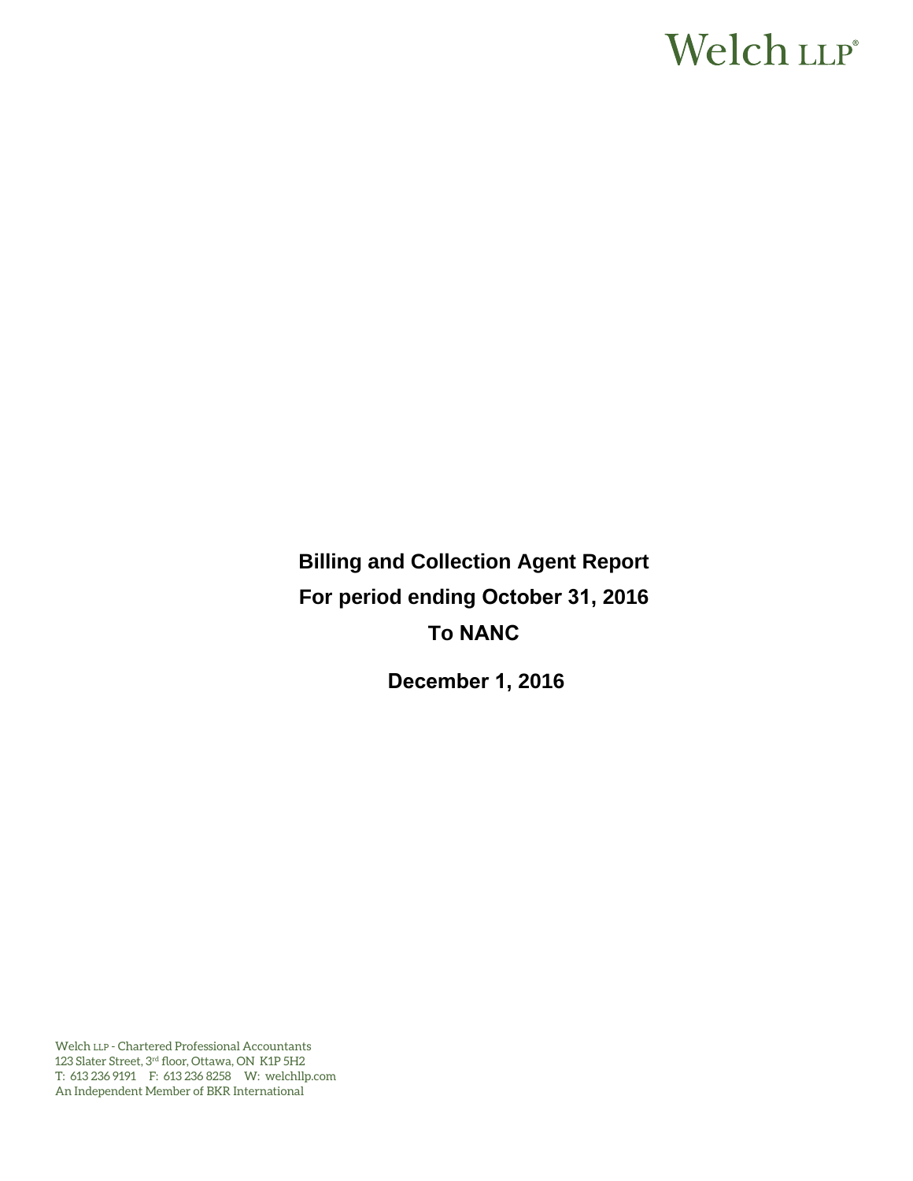Welch LLP®

# Billing and Collection Agent Report

# For period ending October 31, 2016

# To NANC

**December 1, 2016**

Welch LLP - Chartered Professional Accountants
123 Slater Street, 3rd floor, Ottawa, ON K1P 5H2
T: 613 236 9191 F: 613 236 8258 W: welchllp.com
An Independent Member of BKR International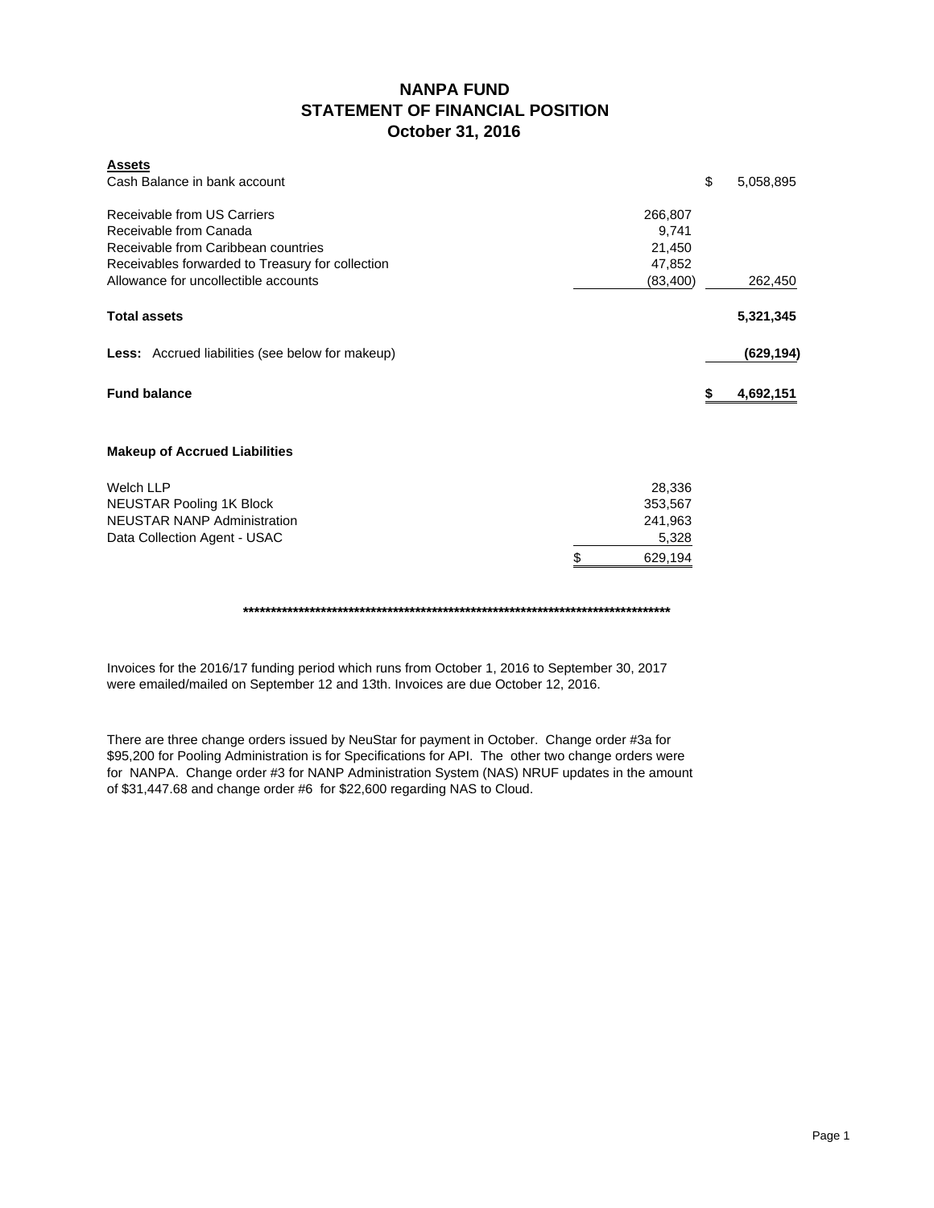# NANPA FUND
## STATEMENT OF FINANCIAL POSITION
### October 31, 2016

| **Assets** | | |
|---|---|---|
| Cash Balance in bank account | | $ 5,058,895 |
| | | |
| Receivable from US Carriers | 266,807 | |
| Receivable from Canada | 9,741 | |
| Receivable from Caribbean countries | 21,450 | |
| Receivables forwarded to Treasury for collection | 47,852 | |
| Allowance for uncollectible accounts | (83,400) | 262,450 |
| | | |
| **Total assets** | | **5,321,345** |
| | | |
| **Less:** Accrued liabilities (see below for makeup) | | **(629,194)** |
| | | |
| **Fund balance** | | **$ 4,692,151** |

**Makeup of Accrued Liabilities**

| | |
|---|---|
| Welch LLP | 28,336 |
| NEUSTAR Pooling 1K Block | 353,567 |
| NEUSTAR NANP Administration | 241,963 |
| Data Collection Agent - USAC | 5,328 |
| | $ 629,194 |

*********************************************************************************

Invoices for the 2016/17 funding period which runs from October 1, 2016 to September 30, 2017 were emailed/mailed on September 12 and 13th. Invoices are due October 12, 2016.

There are three change orders issued by NeuStar for payment in October. Change order #3a for $95,200 for Pooling Administration is for Specifications for API. The other two change orders were for NANPA. Change order #3 for NANP Administration System (NAS) NRUF updates in the amount of $31,447.68 and change order #6 for $22,600 regarding NAS to Cloud.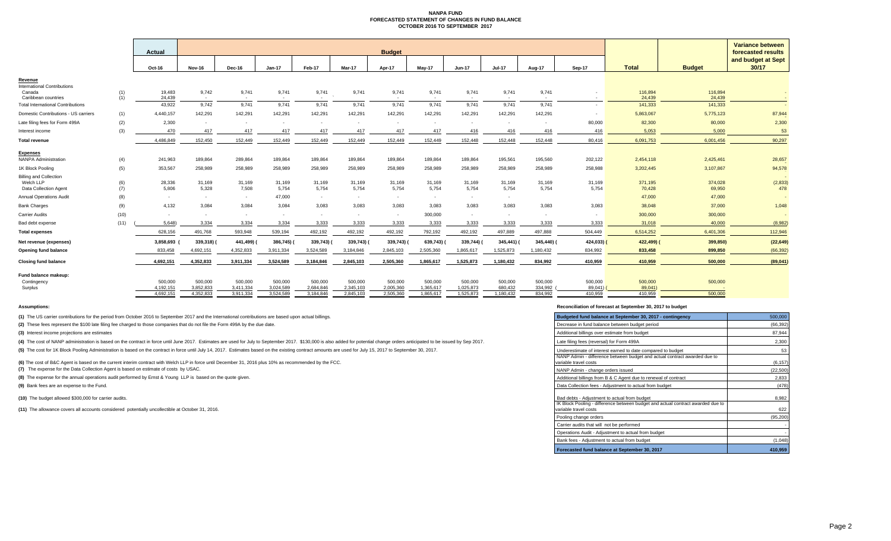# NANPA FUND
## FORECASTED STATEMENT OF CHANGES IN FUND BALANCE
## OCTOBER 2016 TO SEPTEMBER 2017

| | | Actual | Budget | | | | | | | | | | | | | Variance between forecasted results and budget at Sept 30/17 |
|---|---|---|---|---|---|---|---|---|---|---|---|---|---|---|---|---|
| | | Oct-16 | Nov-16 | Dec-16 | Jan-17 | Feb-17 | Mar-17 | Apr-17 | May-17 | Jun-17 | Jul-17 | Aug-17 | Sep-17 | Total | Budget | |
| **Revenue** | | | | | | | | | | | | | | | | |
| International Contributions | | | | | | | | | | | | | | | | |
| Canada | (1) | 19,483 | 9,742 | 9,741 | 9,741 | 9,741 | 9,741 | 9,741 | 9,741 | 9,741 | 9,741 | 9,741 | - | 116,894 | 116,894 | - |
| Caribbean countries | (1) | 24,439 | - | - | - | - | - | - | - | - | - | - | - | 24,439 | 24,439 | - |
| Total International Contributions | | 43,922 | 9,742 | 9,741 | 9,741 | 9,741 | 9,741 | 9,741 | 9,741 | 9,741 | 9,741 | 9,741 | - | 141,333 | 141,333 | - |
| Domestic Contributions - US carriers | (1) | 4,440,157 | 142,291 | 142,291 | 142,291 | 142,291 | 142,291 | 142,291 | 142,291 | 142,291 | 142,291 | 142,291 | - | 5,863,067 | 5,775,123 | 87,944 |
| Late filing fees for Form 499A | (2) | 2,300 | - | - | - | - | - | - | - | - | - | - | 80,000 | 82,300 | 80,000 | 2,300 |
| Interest income | (3) | 470 | 417 | 417 | 417 | 417 | 417 | 417 | 417 | 416 | 416 | 416 | 416 | 5,053 | 5,000 | 53 |
| **Total revenue** | | 4,486,849 | 152,450 | 152,449 | 152,449 | 152,449 | 152,449 | 152,449 | 152,449 | 152,448 | 152,448 | 152,448 | 80,416 | 6,091,753 | 6,001,456 | 90,297 |
| **Expenses** | | | | | | | | | | | | | | | | |
| NANPA Administration | (4) | 241,963 | 189,864 | 289,864 | 189,864 | 189,864 | 189,864 | 189,864 | 189,864 | 189,864 | 195,561 | 195,560 | 202,122 | 2,454,118 | 2,425,461 | 28,657 |
| 1K Block Pooling | (5) | 353,567 | 258,989 | 258,989 | 258,989 | 258,989 | 258,989 | 258,989 | 258,989 | 258,989 | 258,989 | 258,989 | 258,988 | 3,202,445 | 3,107,867 | 94,578 |
| Billing and Collection | | | | | | | | | | | | | | | | - |
| Welch LLP | (6) | 28,336 | 31,169 | 31,169 | 31,169 | 31,169 | 31,169 | 31,169 | 31,169 | 31,169 | 31,169 | 31,169 | 31,169 | 371,195 | 374,028 | (2,833) |
| Data Collection Agent | (7) | 5,806 | 5,328 | 7,508 | 5,754 | 5,754 | 5,754 | 5,754 | 5,754 | 5,754 | 5,754 | 5,754 | 5,754 | 70,428 | 69,950 | 478 |
| Annual Operations Audit | (8) | - | - | - | 47,000 | - | - | - | - | - | - | - | - | 47,000 | 47,000 | - |
| Bank Charges | (9) | 4,132 | 3,084 | 3,084 | 3,084 | 3,083 | 3,083 | 3,083 | 3,083 | 3,083 | 3,083 | 3,083 | 3,083 | 38,048 | 37,000 | 1,048 |
| Carrier Audits | (10) | - | - | - | - | - | - | - | 300,000 | - | - | - | - | 300,000 | 300,000 | - |
| Bad debt expense | (11) | (5,648) | 3,334 | 3,334 | 3,334 | 3,333 | 3,333 | 3,333 | 3,333 | 3,333 | 3,333 | 3,333 | 3,333 | 31,018 | 40,000 | (8,982) |
| **Total expenses** | | 628,156 | 491,768 | 593,948 | 539,194 | 492,192 | 492,192 | 492,192 | 792,192 | 492,192 | 497,889 | 497,888 | 504,449 | 6,514,252 | 6,401,306 | 112,946 |
| **Net revenue (expenses)** | | 3,858,693 | (339,318) | (441,499) | (386,745) | (339,743) | (339,743) | (339,743) | (639,743) | (339,744) | (345,441) | (345,440) | (424,033) | (422,499) | (399,850) | (22,649) |
| **Opening fund balance** | | 833,458 | 4,692,151 | 4,352,833 | 3,911,334 | 3,524,589 | 3,184,846 | 2,845,103 | 2,505,360 | 1,865,617 | 1,525,873 | 1,180,432 | 834,992 | 833,458 | 899,850 | (66,392) |
| **Closing fund balance** | | 4,692,151 | 4,352,833 | 3,911,334 | 3,524,589 | 3,184,846 | 2,845,103 | 2,505,360 | 1,865,617 | 1,525,873 | 1,180,432 | 834,992 | 410,959 | 410,959 | 500,000 | (89,041) |
| **Fund balance makeup:** | | | | | | | | | | | | | | | | |
| Contingency | | 500,000 | 500,000 | 500,000 | 500,000 | 500,000 | 500,000 | 500,000 | 500,000 | 500,000 | 500,000 | 500,000 | 500,000 | 500,000 | 500,000 | |
| Surplus | | 4,192,151 | 3,852,833 | 3,411,334 | 3,024,589 | 2,684,846 | 2,345,103 | 2,005,360 | 1,365,617 | 1,025,873 | 680,432 | 334,992 | (89,041) | (89,041) | - | |
| | | 4,692,151 | 4,352,833 | 3,911,334 | 3,524,589 | 3,184,846 | 2,845,103 | 2,505,360 | 1,865,617 | 1,525,873 | 1,180,432 | 834,992 | 410,959 | 410,959 | 500,000 | |

**Assumptions:**

**(1)** The US carrier contributions for the period from October 2016 to September 2017 and the International contributions are based upon actual billings.

**(2)** These fees represent the $100 late filing fee charged to those companies that do not file the Form 499A by the due date.

**(3)** Interest income projections are estimates

**(4)** The cost of NANP administration is based on the contract in force until June 2017. Estimates are used for July to September 2017. $130,000 is also added for potential change orders anticipated to be issued by Sep 2017.

**(5)** The cost for 1K Block Pooling Administration is based on the contract in force until July 14, 2017. Estimates based on the existing contract amounts are used for July 15, 2017 to September 30, 2017.

**(6)** The cost of B&C Agent is based on the current interim contract with Welch LLP in force until December 31, 2016 plus 10% as recommended by the FCC.

**(7)** The expense for the Data Collection Agent is based on estimate of costs by USAC.

**(8)** The expense for the annual operations audit performed by Ernst & Young LLP is based on the quote given.

**(9)** Bank fees are an expense to the Fund.

**(10)** The budget allowed $300,000 for carrier audits.

**(11)** The allowance covers all accounts considered potentially uncollectible at October 31, 2016.

**Reconciliation of forecast at September 30, 2017 to budget**

| | |
|---|---|
| Budgeted fund balance at September 30, 2017 - contingency | 500,000 |
| Decrease in fund balance between budget period | (66,392) |
| Additional billings over estimate from budget | 87,944 |
| Late filing fees (reversal) for Form 499A | 2,300 |
| Underestimate of interest earned to date compared to budget | 53 |
| NANP Admin - difference between budget and actual contract awarded due to variable travel costs | (6,157) |
| NANP Admin - change orders issued | (22,500) |
| Additional billings from B & C Agent due to renewal of contract | 2,833 |
| Data Collection fees - Adjustment to actual from budget | (478) |
| Bad debts - Adjustment to actual from budget | 8,982 |
| IK Block Pooling - difference between budget and actual contract awarded due to variable travel costs | 622 |
| Pooling change orders | (95,200) |
| Carrier audits that will not be performed | - |
| Operations Audit - Adjustment to actual from budget | - |
| Bank fees - Adjustment to actual from budget | (1,048) |
| **Forecasted fund balance at September 30, 2017** | **410,959** |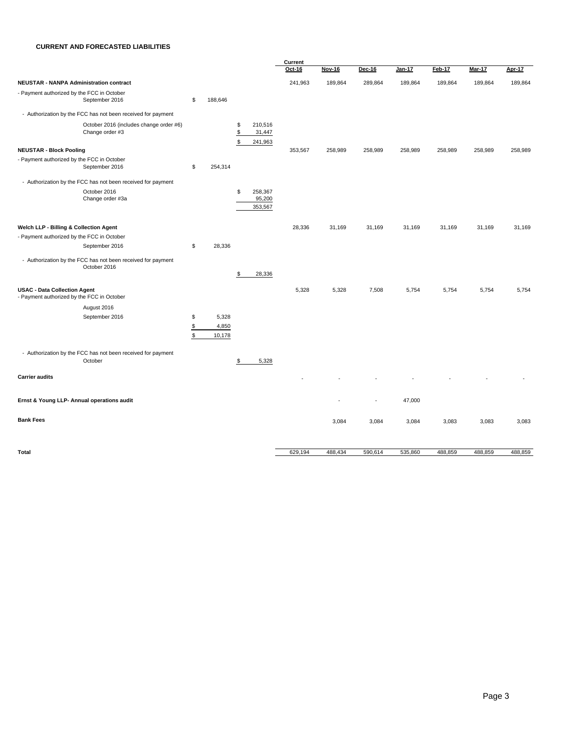**CURRENT AND FORECASTED LIABILITIES**

| | | | Current Oct-16 | Nov-16 | Dec-16 | Jan-17 | Feb-17 | Mar-17 | Apr-17 |
|---|---|---|---|---|---|---|---|---|---|
| **NEUSTAR - NANPA Administration contract** | | | 241,963 | 189,864 | 289,864 | 189,864 | 189,864 | 189,864 | 189,864 |
| - Payment authorized by the FCC in October | | | | | | | | | |
| September 2016 | $ 188,646 | | | | | | | | |
| - Authorization by the FCC has not been received for payment | | | | | | | | | |
| October 2016 (includes change order #6) | | $ 210,516 | | | | | | | |
| Change order #3 | | $ 31,447 | | | | | | | |
| | | $ 241,963 | | | | | | | |
| **NEUSTAR - Block Pooling** | | | 353,567 | 258,989 | 258,989 | 258,989 | 258,989 | 258,989 | 258,989 |
| - Payment authorized by the FCC in October | | | | | | | | | |
| September 2016 | $ 254,314 | | | | | | | | |
| - Authorization by the FCC has not been received for payment | | | | | | | | | |
| October 2016 | | $ 258,367 | | | | | | | |
| Change order #3a | | 95,200 | | | | | | | |
| | | 353,567 | | | | | | | |
| **Welch LLP - Billing & Collection Agent** | | | 28,336 | 31,169 | 31,169 | 31,169 | 31,169 | 31,169 | 31,169 |
| - Payment authorized by the FCC in October | | | | | | | | | |
| September 2016 | $ 28,336 | | | | | | | | |
| - Authorization by the FCC has not been received for payment October 2016 | | $ 28,336 | | | | | | | |
| **USAC - Data Collection Agent** | | | 5,328 | 5,328 | 7,508 | 5,754 | 5,754 | 5,754 | 5,754 |
| - Payment authorized by the FCC in October | | | | | | | | | |
| August 2016 | | | | | | | | | |
| September 2016 | $ 5,328 | | | | | | | | |
| | $ 4,850 | | | | | | | | |
| | $ 10,178 | | | | | | | | |
| - Authorization by the FCC has not been received for payment | | | | | | | | | |
| October | | $ 5,328 | | | | | | | |
| **Carrier audits** | | | - | - | - | - | - | - | - |
| **Ernst & Young LLP- Annual operations audit** | | | | - | - | 47,000 | | | |
| **Bank Fees** | | | | 3,084 | 3,084 | 3,084 | 3,083 | 3,083 | 3,083 |
| **Total** | | | 629,194 | 488,434 | 590,614 | 535,860 | 488,859 | 488,859 | 488,859 |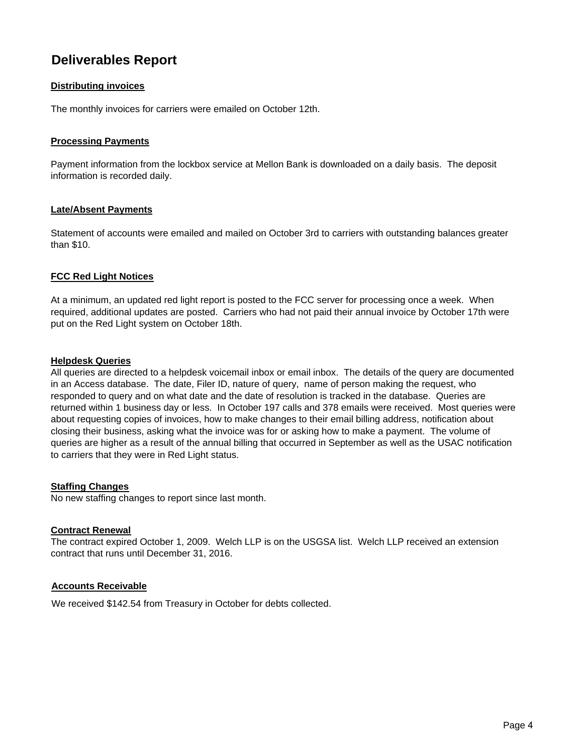# Deliverables Report

**Distributing invoices**

The monthly invoices for carriers were emailed on October 12th.

**Processing Payments**

Payment information from the lockbox service at Mellon Bank is downloaded on a daily basis. The deposit information is recorded daily.

**Late/Absent Payments**

Statement of accounts were emailed and mailed on October 3rd to carriers with outstanding balances greater than $10.

**FCC Red Light Notices**

At a minimum, an updated red light report is posted to the FCC server for processing once a week. When required, additional updates are posted. Carriers who had not paid their annual invoice by October 17th were put on the Red Light system on October 18th.

**Helpdesk Queries**

All queries are directed to a helpdesk voicemail inbox or email inbox. The details of the query are documented in an Access database. The date, Filer ID, nature of query, name of person making the request, who responded to query and on what date and the date of resolution is tracked in the database. Queries are returned within 1 business day or less. In October 197 calls and 378 emails were received. Most queries were about requesting copies of invoices, how to make changes to their email billing address, notification about closing their business, asking what the invoice was for or asking how to make a payment. The volume of queries are higher as a result of the annual billing that occurred in September as well as the USAC notification to carriers that they were in Red Light status.

**Staffing Changes**

No new staffing changes to report since last month.

**Contract Renewal**

The contract expired October 1, 2009. Welch LLP is on the USGSA list. Welch LLP received an extension contract that runs until December 31, 2016.

**Accounts Receivable**

We received $142.54 from Treasury in October for debts collected.